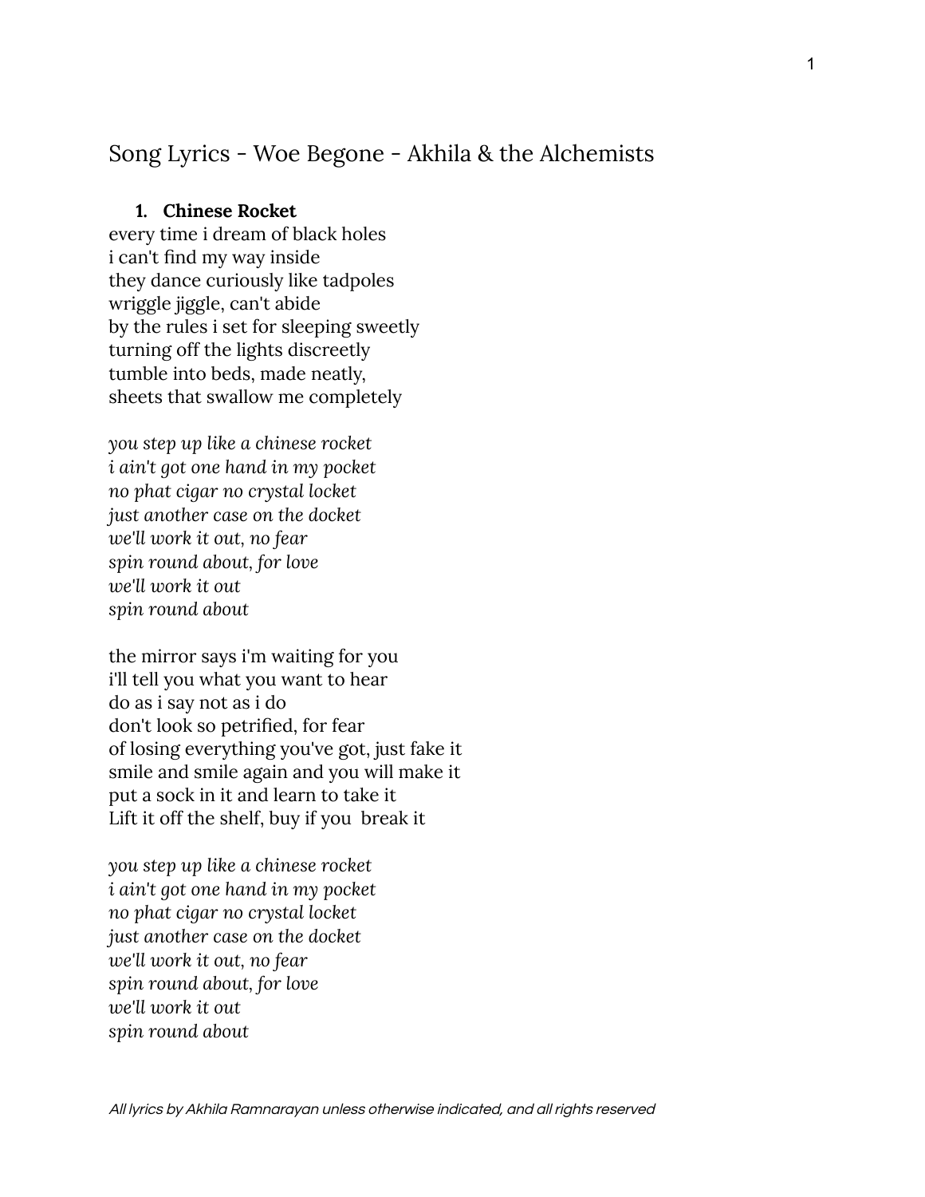# Song Lyrics - Woe Begone - Akhila & the Alchemists

1. **Chinese Rocket**

every time i dream of black holes
i can't find my way inside
they dance curiously like tadpoles
wriggle jiggle, can't abide
by the rules i set for sleeping sweetly
turning off the lights discreetly
tumble into beds, made neatly,
sheets that swallow me completely

*you step up like a chinese rocket*
*i ain't got one hand in my pocket*
*no phat cigar no crystal locket*
*just another case on the docket*
*we'll work it out, no fear*
*spin round about, for love*
*we'll work it out*
*spin round about*

the mirror says i'm waiting for you
i'll tell you what you want to hear
do as i say not as i do
don't look so petrified, for fear
of losing everything you've got, just fake it
smile and smile again and you will make it
put a sock in it and learn to take it
Lift it off the shelf, buy if you  break it

*you step up like a chinese rocket*
*i ain't got one hand in my pocket*
*no phat cigar no crystal locket*
*just another case on the docket*
*we'll work it out, no fear*
*spin round about, for love*
*we'll work it out*
*spin round about*

*All lyrics by Akhila Ramnarayan unless otherwise indicated, and all rights reserved*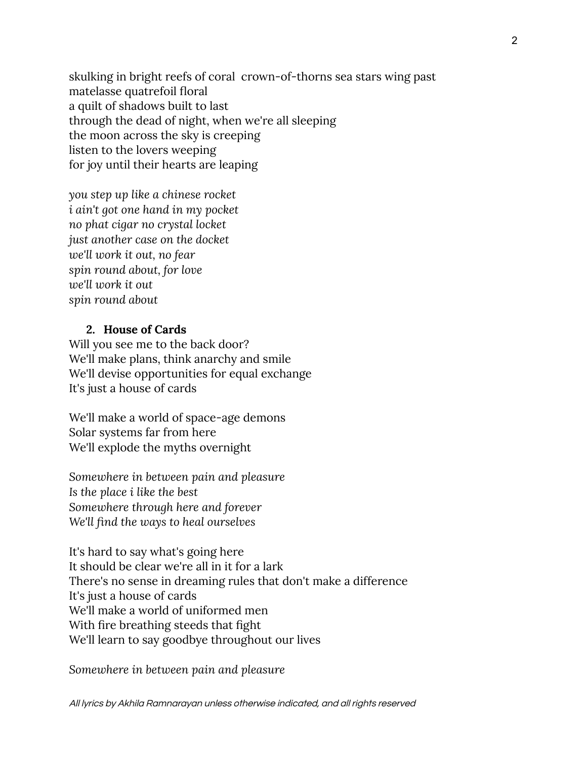skulking in bright reefs of coral  crown-of-thorns sea stars wing past
matelasse quatrefoil floral
a quilt of shadows built to last
through the dead of night, when we're all sleeping
the moon across the sky is creeping
listen to the lovers weeping
for joy until their hearts are leaping

*you step up like a chinese rocket*
*i ain't got one hand in my pocket*
*no phat cigar no crystal locket*
*just another case on the docket*
*we'll work it out, no fear*
*spin round about, for love*
*we'll work it out*
*spin round about*

2. **House of Cards**

Will you see me to the back door?
We'll make plans, think anarchy and smile
We'll devise opportunities for equal exchange
It's just a house of cards

We'll make a world of space-age demons
Solar systems far from here
We'll explode the myths overnight

*Somewhere in between pain and pleasure*
*Is the place i like the best*
*Somewhere through here and forever*
*We'll find the ways to heal ourselves*

It's hard to say what's going here
It should be clear we're all in it for a lark
There's no sense in dreaming rules that don't make a difference
It's just a house of cards
We'll make a world of uniformed men
With fire breathing steeds that fight
We'll learn to say goodbye throughout our lives

*Somewhere in between pain and pleasure*

*All lyrics by Akhila Ramnarayan unless otherwise indicated, and all rights reserved*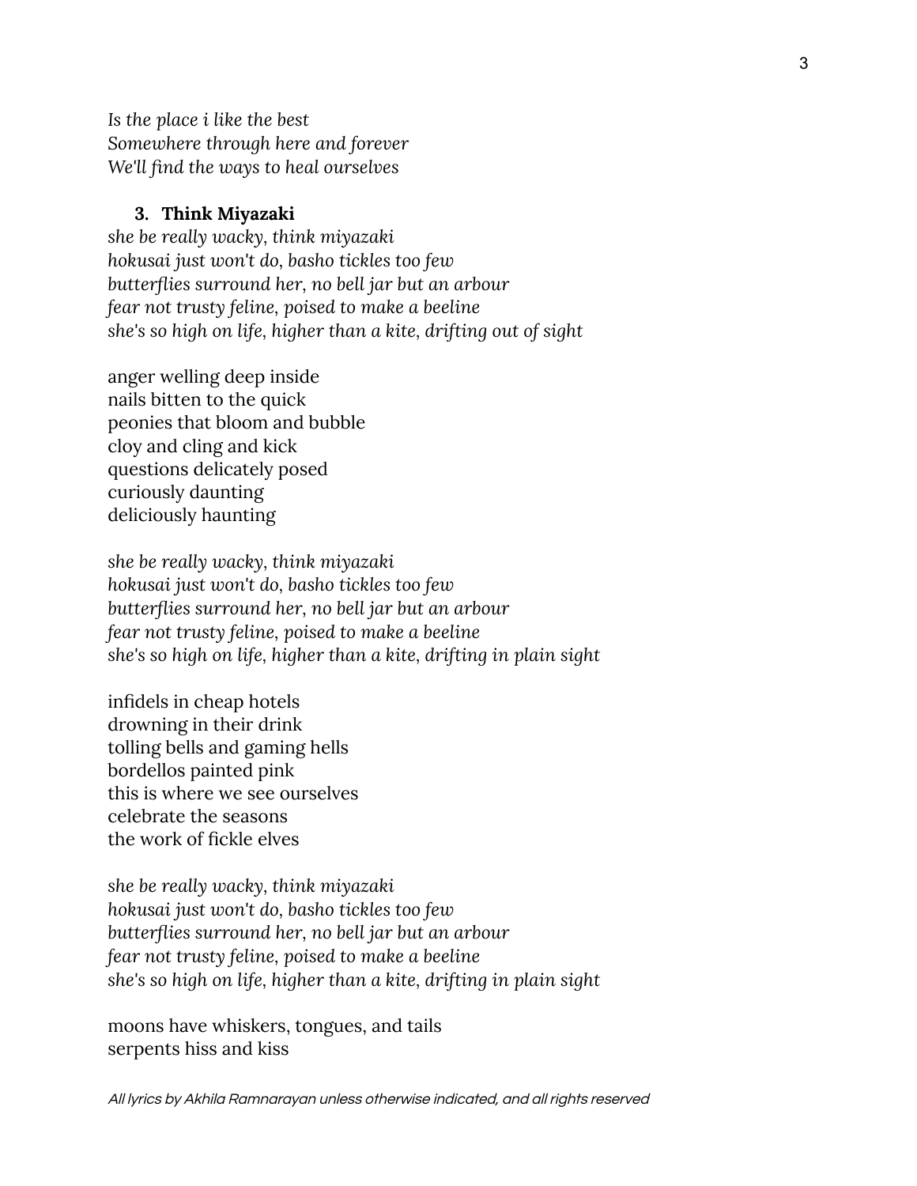*Is the place i like the best*  
*Somewhere through here and forever*  
*We'll find the ways to heal ourselves*

3. **Think Miyazaki**

*she be really wacky, think miyazaki*  
*hokusai just won't do, basho tickles too few*  
*butterflies surround her, no bell jar but an arbour*  
*fear not trusty feline, poised to make a beeline*  
*she's so high on life, higher than a kite, drifting out of sight*

anger welling deep inside  
nails bitten to the quick  
peonies that bloom and bubble  
cloy and cling and kick  
questions delicately posed  
curiously daunting  
deliciously haunting

*she be really wacky, think miyazaki*  
*hokusai just won't do, basho tickles too few*  
*butterflies surround her, no bell jar but an arbour*  
*fear not trusty feline, poised to make a beeline*  
*she's so high on life, higher than a kite, drifting in plain sight*

infidels in cheap hotels  
drowning in their drink  
tolling bells and gaming hells  
bordellos painted pink  
this is where we see ourselves  
celebrate the seasons  
the work of fickle elves

*she be really wacky, think miyazaki*  
*hokusai just won't do, basho tickles too few*  
*butterflies surround her, no bell jar but an arbour*  
*fear not trusty feline, poised to make a beeline*  
*she's so high on life, higher than a kite, drifting in plain sight*

moons have whiskers, tongues, and tails  
serpents hiss and kiss

*All lyrics by Akhila Ramnarayan unless otherwise indicated, and all rights reserved*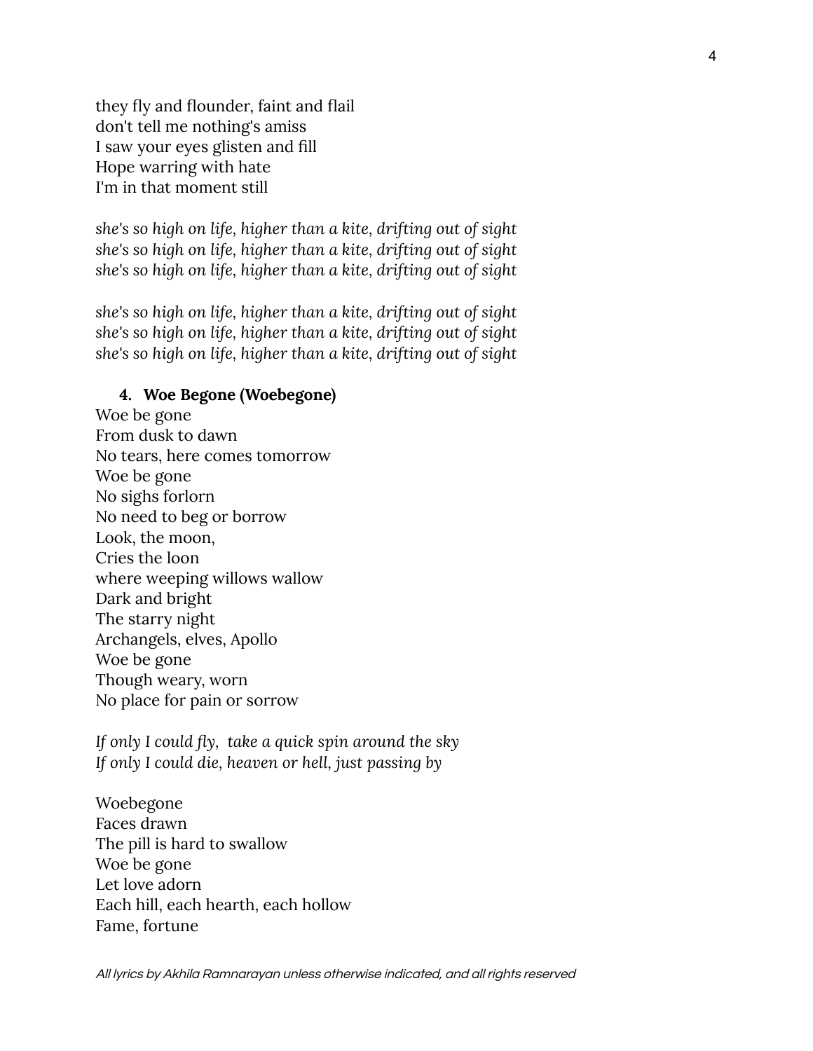they fly and flounder, faint and flail
don't tell me nothing's amiss
I saw your eyes glisten and fill
Hope warring with hate
I'm in that moment still

*she's so high on life, higher than a kite, drifting out of sight*
*she's so high on life, higher than a kite, drifting out of sight*
*she's so high on life, higher than a kite, drifting out of sight*

*she's so high on life, higher than a kite, drifting out of sight*
*she's so high on life, higher than a kite, drifting out of sight*
*she's so high on life, higher than a kite, drifting out of sight*

4. **Woe Begone (Woebegone)**

Woe be gone
From dusk to dawn
No tears, here comes tomorrow
Woe be gone
No sighs forlorn
No need to beg or borrow
Look, the moon,
Cries the loon
where weeping willows wallow
Dark and bright
The starry night
Archangels, elves, Apollo
Woe be gone
Though weary, worn
No place for pain or sorrow

*If only I could fly, take a quick spin around the sky*
*If only I could die, heaven or hell, just passing by*

Woebegone
Faces drawn
The pill is hard to swallow
Woe be gone
Let love adorn
Each hill, each hearth, each hollow
Fame, fortune

*All lyrics by Akhila Ramnarayan unless otherwise indicated, and all rights reserved*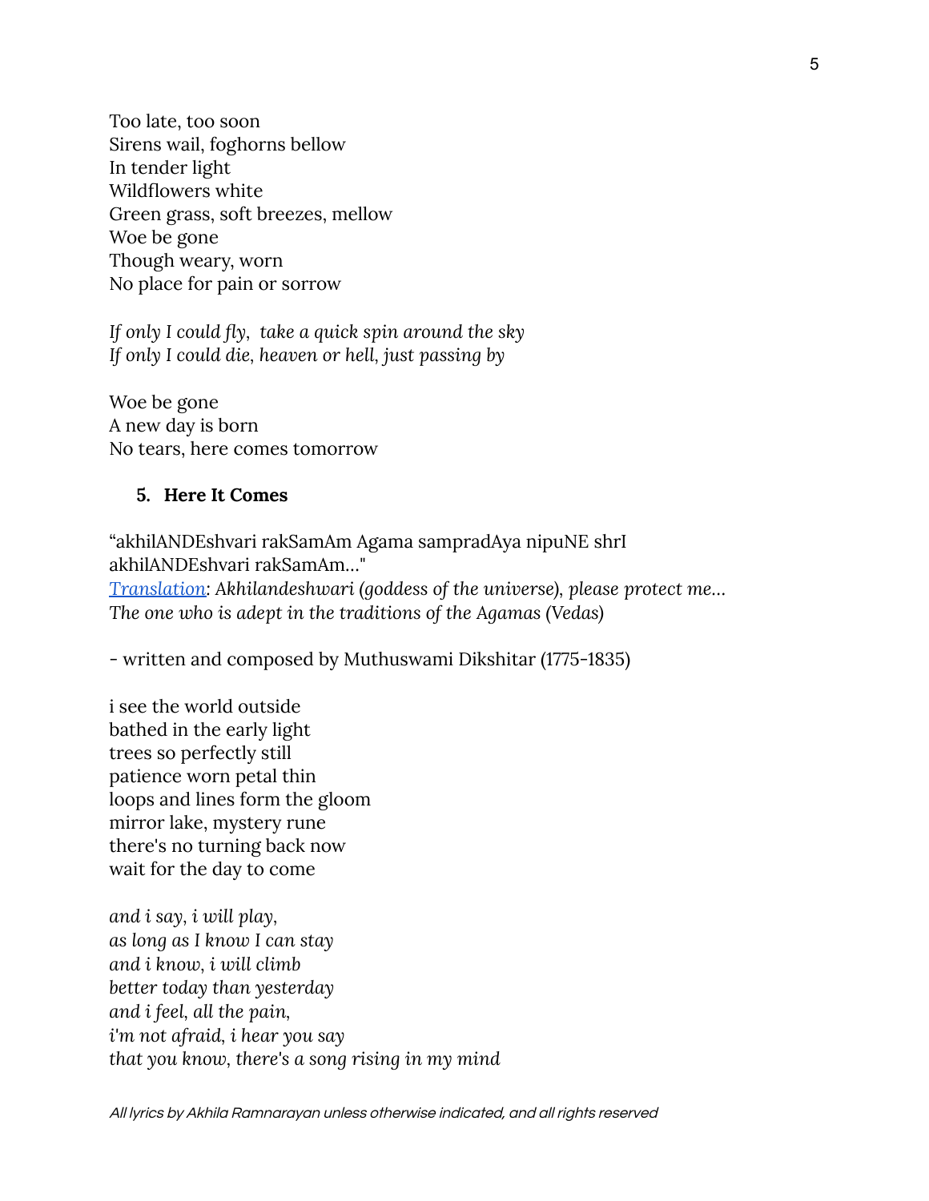Too late, too soon
Sirens wail, foghorns bellow
In tender light
Wildflowers white
Green grass, soft breezes, mellow
Woe be gone
Though weary, worn
No place for pain or sorrow

*If only I could fly, take a quick spin around the sky*
*If only I could die, heaven or hell, just passing by*

Woe be gone
A new day is born
No tears, here comes tomorrow

5. **Here It Comes**

"akhilANDEshvari rakSamAm Agama sampradAya nipuNE shrI
akhilANDEshvari rakSamAm..."
*Translation: Akhilandeshwari (goddess of the universe), please protect me...*
*The one who is adept in the traditions of the Agamas (Vedas)*

- written and composed by Muthuswami Dikshitar (1775-1835)

i see the world outside
bathed in the early light
trees so perfectly still
patience worn petal thin
loops and lines form the gloom
mirror lake, mystery rune
there's no turning back now
wait for the day to come

*and i say, i will play,*
*as long as I know I can stay*
*and i know, i will climb*
*better today than yesterday*
*and i feel, all the pain,*
*i'm not afraid, i hear you say*
*that you know, there's a song rising in my mind*

*All lyrics by Akhila Ramnarayan unless otherwise indicated, and all rights reserved*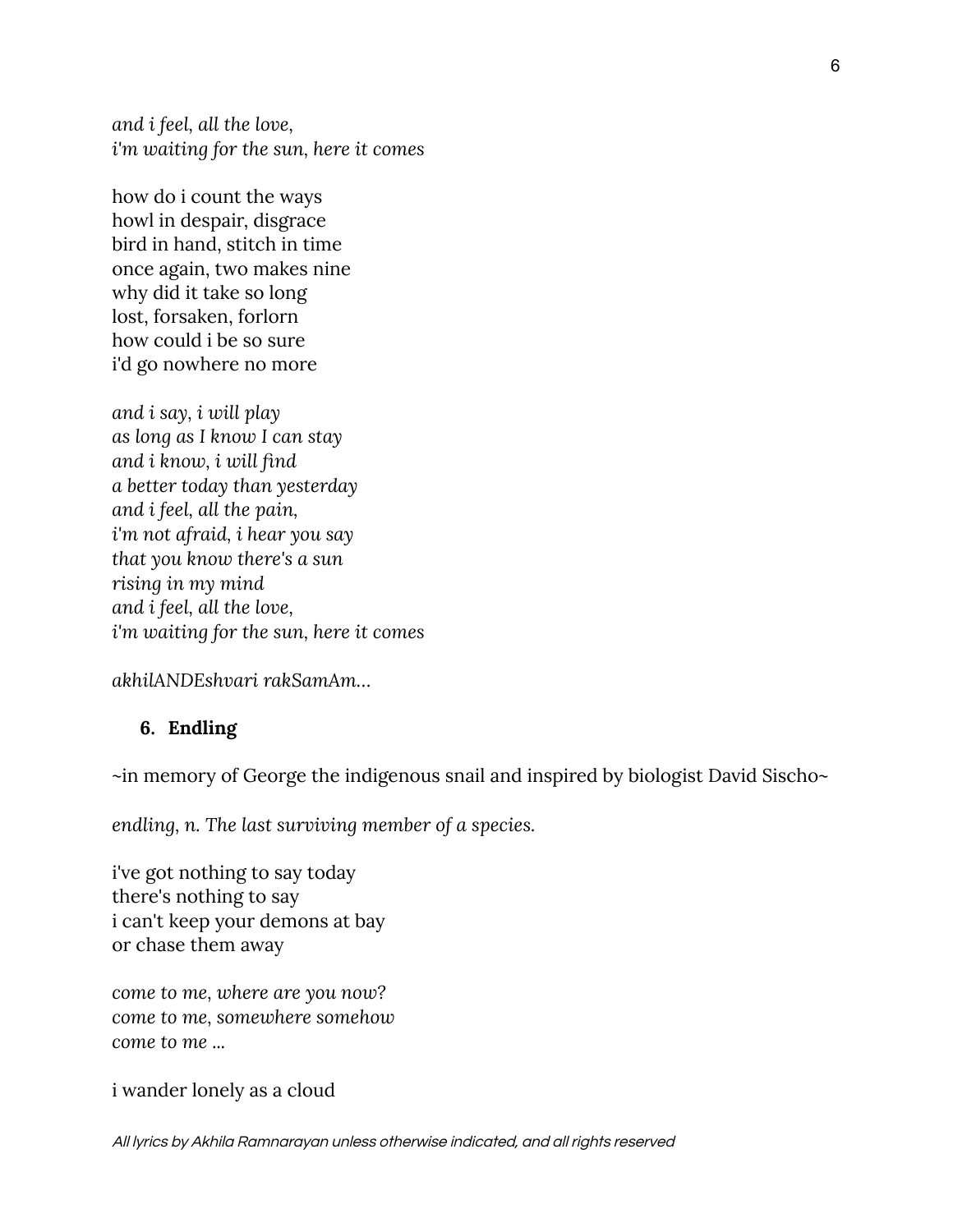*and i feel, all the love,*  
*i'm waiting for the sun, here it comes*

how do i count the ways  
howl in despair, disgrace  
bird in hand, stitch in time  
once again, two makes nine  
why did it take so long  
lost, forsaken, forlorn  
how could i be so sure  
i'd go nowhere no more

*and i say, i will play*  
*as long as I know I can stay*  
*and i know, i will find*  
*a better today than yesterday*  
*and i feel, all the pain,*  
*i'm not afraid, i hear you say*  
*that you know there's a sun*  
*rising in my mind*  
*and i feel, all the love,*  
*i'm waiting for the sun, here it comes*

*akhilANDEshvari rakSamAm…*

### 6. Endling

~in memory of George the indigenous snail and inspired by biologist David Sischo~

*endling, n. The last surviving member of a species.*

i've got nothing to say today  
there's nothing to say  
i can't keep your demons at bay  
or chase them away

*come to me, where are you now?*  
*come to me, somewhere somehow*  
*come to me ...*

i wander lonely as a cloud

*All lyrics by Akhila Ramnarayan unless otherwise indicated, and all rights reserved*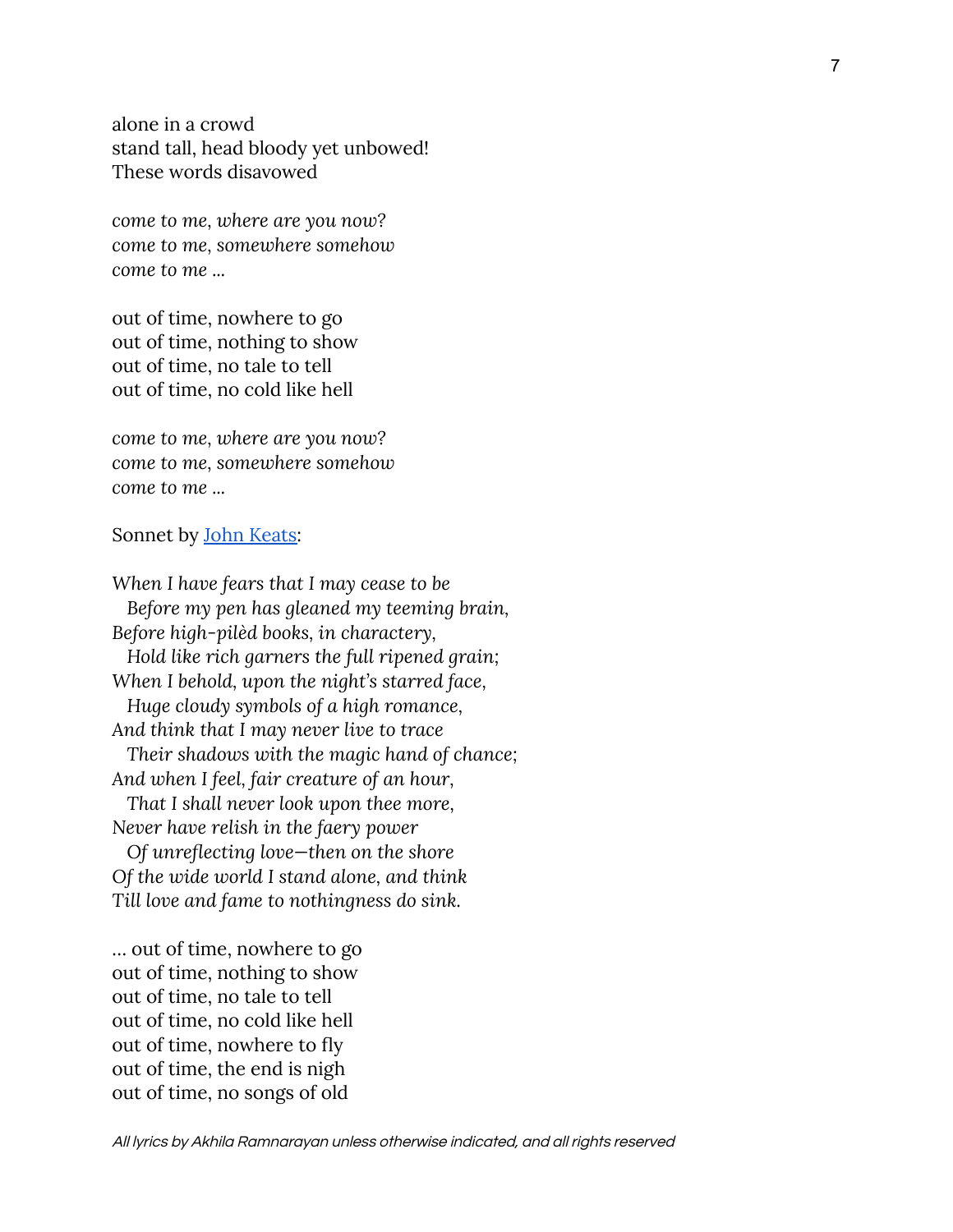alone in a crowd  
stand tall, head bloody yet unbowed!  
These words disavowed

*come to me, where are you now?*  
*come to me, somewhere somehow*  
*come to me …*

out of time, nowhere to go  
out of time, nothing to show  
out of time, no tale to tell  
out of time, no cold like hell

*come to me, where are you now?*  
*come to me, somewhere somehow*  
*come to me …*

Sonnet by John Keats:

*When I have fears that I may cease to be*  
  *Before my pen has gleaned my teeming brain,*  
*Before high-pilèd books, in charactery,*  
  *Hold like rich garners the full ripened grain;*  
*When I behold, upon the night's starred face,*  
  *Huge cloudy symbols of a high romance,*  
*And think that I may never live to trace*  
  *Their shadows with the magic hand of chance;*  
*And when I feel, fair creature of an hour,*  
  *That I shall never look upon thee more,*  
*Never have relish in the faery power*  
  *Of unreflecting love—then on the shore*  
*Of the wide world I stand alone, and think*  
*Till love and fame to nothingness do sink.*

… out of time, nowhere to go  
out of time, nothing to show  
out of time, no tale to tell  
out of time, no cold like hell  
out of time, nowhere to fly  
out of time, the end is nigh  
out of time, no songs of old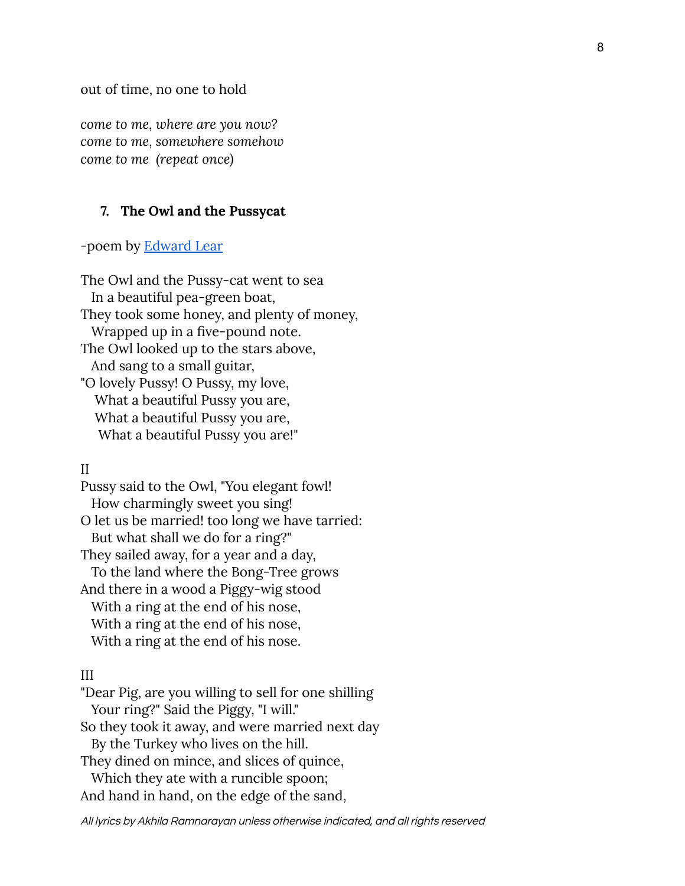out of time, no one to hold

*come to me, where are you now?*
*come to me, somewhere somehow*
*come to me (repeat once)*

### 7. The Owl and the Pussycat

-poem by Edward Lear

The Owl and the Pussy-cat went to sea
  In a beautiful pea-green boat,
They took some honey, and plenty of money,
  Wrapped up in a five-pound note.
The Owl looked up to the stars above,
  And sang to a small guitar,
"O lovely Pussy! O Pussy, my love,
   What a beautiful Pussy you are,
   What a beautiful Pussy you are,
    What a beautiful Pussy you are!"

II
Pussy said to the Owl, "You elegant fowl!
  How charmingly sweet you sing!
O let us be married! too long we have tarried:
  But what shall we do for a ring?"
They sailed away, for a year and a day,
  To the land where the Bong-Tree grows
And there in a wood a Piggy-wig stood
  With a ring at the end of his nose,
  With a ring at the end of his nose,
  With a ring at the end of his nose.

III
"Dear Pig, are you willing to sell for one shilling
  Your ring?" Said the Piggy, "I will."
So they took it away, and were married next day
  By the Turkey who lives on the hill.
They dined on mince, and slices of quince,
  Which they ate with a runcible spoon;
And hand in hand, on the edge of the sand,

*All lyrics by Akhila Ramnarayan unless otherwise indicated, and all rights reserved*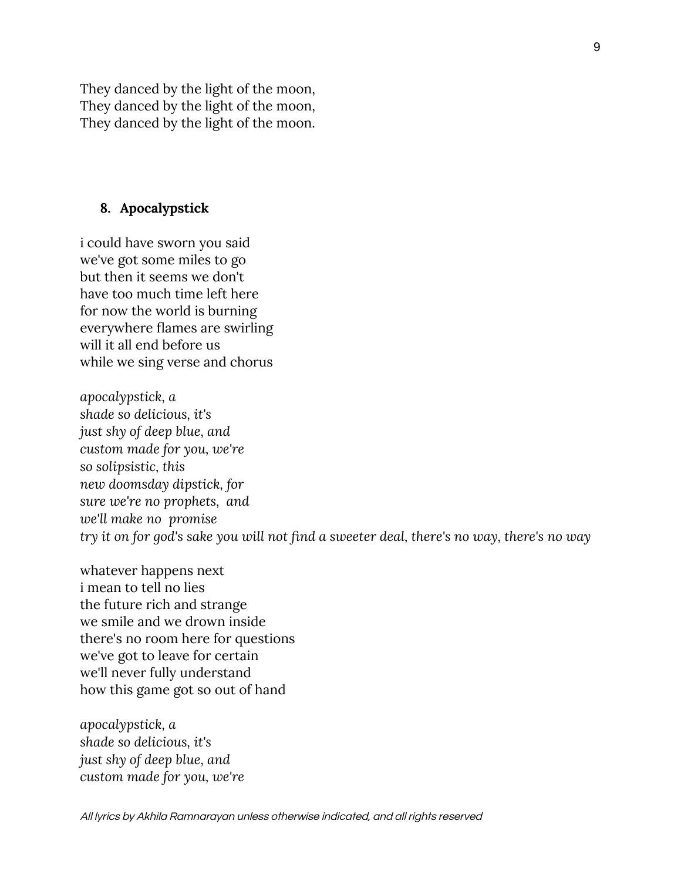They danced by the light of the moon,
They danced by the light of the moon,
They danced by the light of the moon.

### 8. Apocalypstick

i could have sworn you said
we've got some miles to go
but then it seems we don't
have too much time left here
for now the world is burning
everywhere flames are swirling
will it all end before us
while we sing verse and chorus

*apocalypstick, a*
*shade so delicious, it's*
*just shy of deep blue, and*
*custom made for you, we're*
*so solipsistic, this*
*new doomsday dipstick, for*
*sure we're no prophets, and*
*we'll make no promise*
*try it on for god's sake you will not find a sweeter deal, there's no way, there's no way*

whatever happens next
i mean to tell no lies
the future rich and strange
we smile and we drown inside
there's no room here for questions
we've got to leave for certain
we'll never fully understand
how this game got so out of hand

*apocalypstick, a*
*shade so delicious, it's*
*just shy of deep blue, and*
*custom made for you, we're*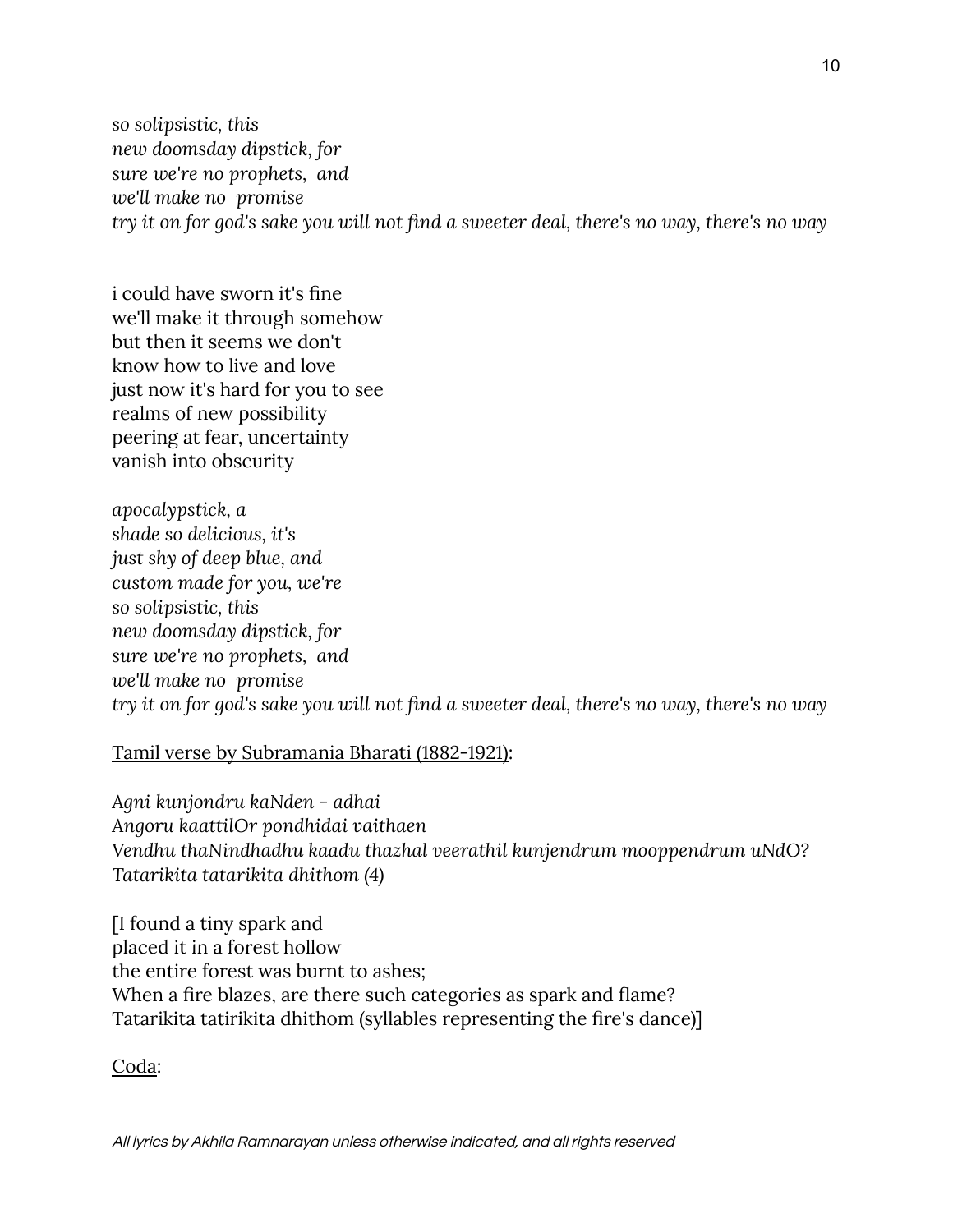*so solipsistic, this*
*new doomsday dipstick, for*
*sure we're no prophets,  and*
*we'll make no  promise*
*try it on for god's sake you will not find a sweeter deal, there's no way, there's no way*

i could have sworn it's fine
we'll make it through somehow
but then it seems we don't
know how to live and love
just now it's hard for you to see
realms of new possibility
peering at fear, uncertainty
vanish into obscurity

*apocalypstick, a*
*shade so delicious, it's*
*just shy of deep blue, and*
*custom made for you, we're*
*so solipsistic, this*
*new doomsday dipstick, for*
*sure we're no prophets,  and*
*we'll make no  promise*
*try it on for god's sake you will not find a sweeter deal, there's no way, there's no way*

<u>Tamil verse by Subramania Bharati (1882-1921)</u>:

*Agni kunjondru kaNden - adhai*
*Angoru kaattilOr pondhidai vaithaen*
*Vendhu thaNindhadhu kaadu thazhal veerathil kunjendrum mooppendrum uNdO?*
*Tatarikita tatarikita dhithom (4)*

[I found a tiny spark and
placed it in a forest hollow
the entire forest was burnt to ashes;
When a fire blazes, are there such categories as spark and flame?
Tatarikita tatirikita dhithom (syllables representing the fire's dance)]

<u>Coda</u>: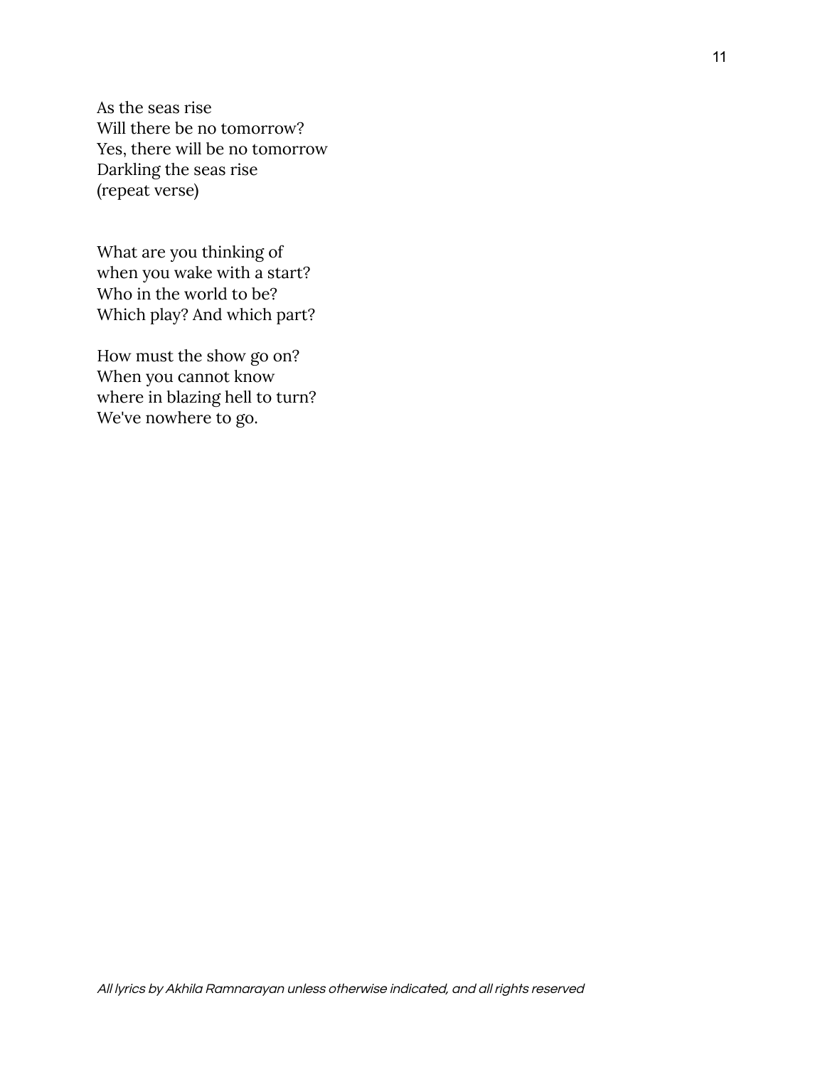As the seas rise
Will there be no tomorrow?
Yes, there will be no tomorrow
Darkling the seas rise
(repeat verse)

What are you thinking of
when you wake with a start?
Who in the world to be?
Which play? And which part?

How must the show go on?
When you cannot know
where in blazing hell to turn?
We've nowhere to go.

*All lyrics by Akhila Ramnarayan unless otherwise indicated, and all rights reserved*